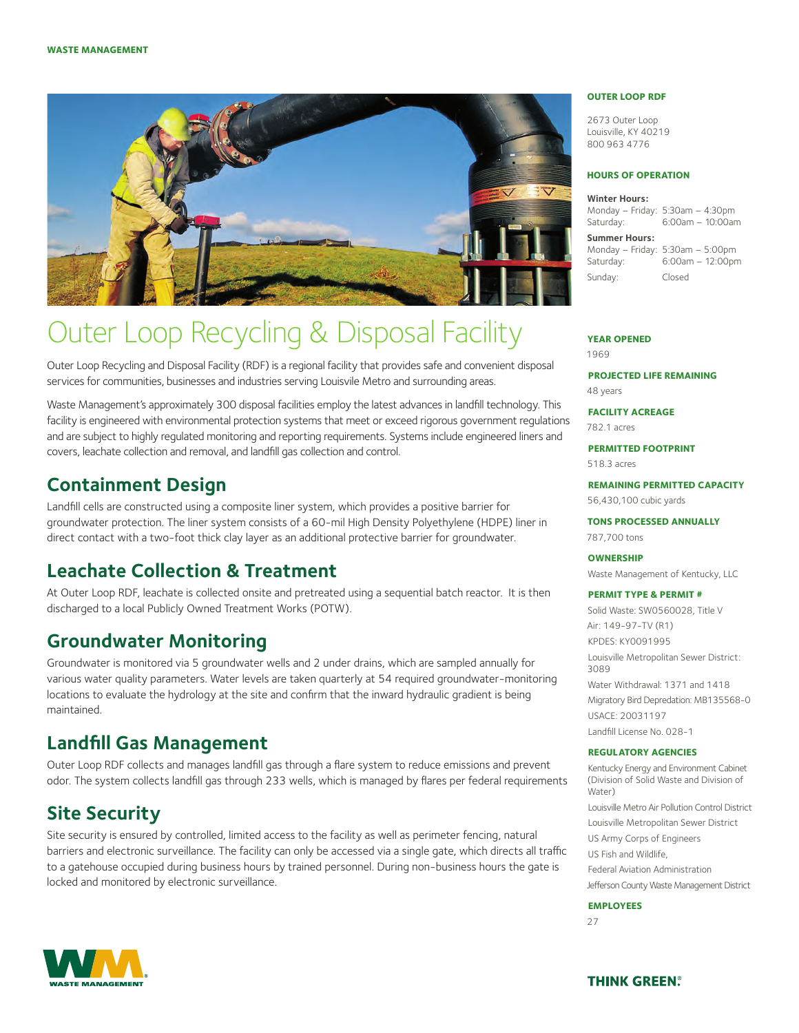# Outer Loop Recycling & Disposal Facility

Outer Loop Recycling and Disposal Facility (RDF) is a regional facility that provides safe and convenient disposal services for communities, businesses and industries serving Louisvile Metro and surrounding areas.

Waste Management's approximately 300 disposal facilities employ the latest advances in landfill technology. This facility is engineered with environmental protection systems that meet or exceed rigorous government regulations and are subject to highly regulated monitoring and reporting requirements. Systems include engineered liners and covers, leachate collection and removal, and landfill gas collection and control.

## Containment Design

Landfill cells are constructed using a composite liner system, which provides a positive barrier for groundwater protection. The liner system consists of a 60-mil High Density Polyethylene (HDPE) liner in direct contact with a two-foot thick clay layer as an additional protective barrier for groundwater.

## Leachate Collection & Treatment

At Outer Loop RDF, leachate is collected onsite and pretreated using a sequential batch reactor. It is then discharged to a local Publicly Owned Treatment Works (POTW).

## Groundwater Monitoring

Groundwater is monitored via 5 groundwater wells and 2 under drains, which are sampled annually for various water quality parameters. Water levels are taken quarterly at 54 required groundwater-monitoring locations to evaluate the hydrology at the site and confirm that the inward hydraulic gradient is being maintained.

## Landfill Gas Management

Outer Loop RDF collects and manages landfill gas through a flare system to reduce emissions and prevent odor. The system collects landfill gas through 233 wells, which is managed by flares per federal requirements

## Site Security

Site security is ensured by controlled, limited access to the facility as well as perimeter fencing, natural barriers and electronic surveillance. The facility can only be accessed via a single gate, which directs all traffic to a gatehouse occupied during business hours by trained personnel. During non-business hours the gate is locked and monitored by electronic surveillance.

### OUTER LOOP RDF

2673 Outer Loop
Louisville, KY 40219
800 963 4776

### HOURS OF OPERATION

**Winter Hours:**
Monday – Friday: 5:30am – 4:30pm
Saturday: 6:00am – 10:00am

**Summer Hours:**
Monday – Friday: 5:30am – 5:00pm
Saturday: 6:00am – 12:00pm
Sunday: Closed

### YEAR OPENED

1969

### PROJECTED LIFE REMAINING

48 years

### FACILITY ACREAGE

782.1 acres

### PERMITTED FOOTPRINT

518.3 acres

### REMAINING PERMITTED CAPACITY

56,430,100 cubic yards

### TONS PROCESSED ANNUALLY

787,700 tons

### OWNERSHIP

Waste Management of Kentucky, LLC

### PERMIT TYPE & PERMIT #

Solid Waste: SW0560028, Title V
Air: 149-97-TV (R1)
KPDES: KY0091995
Louisville Metropolitan Sewer District: 3089
Water Withdrawal: 1371 and 1418
Migratory Bird Depredation: MB135568-0
USACE: 20031197
Landfill License No. 028-1

### REGULATORY AGENCIES

Kentucky Energy and Environment Cabinet (Division of Solid Waste and Division of Water)
Louisville Metro Air Pollution Control District
Louisville Metropolitan Sewer District
US Army Corps of Engineers
US Fish and Wildlife,
Federal Aviation Administration
Jefferson County Waste Management District

### EMPLOYEES

27

THINK GREEN.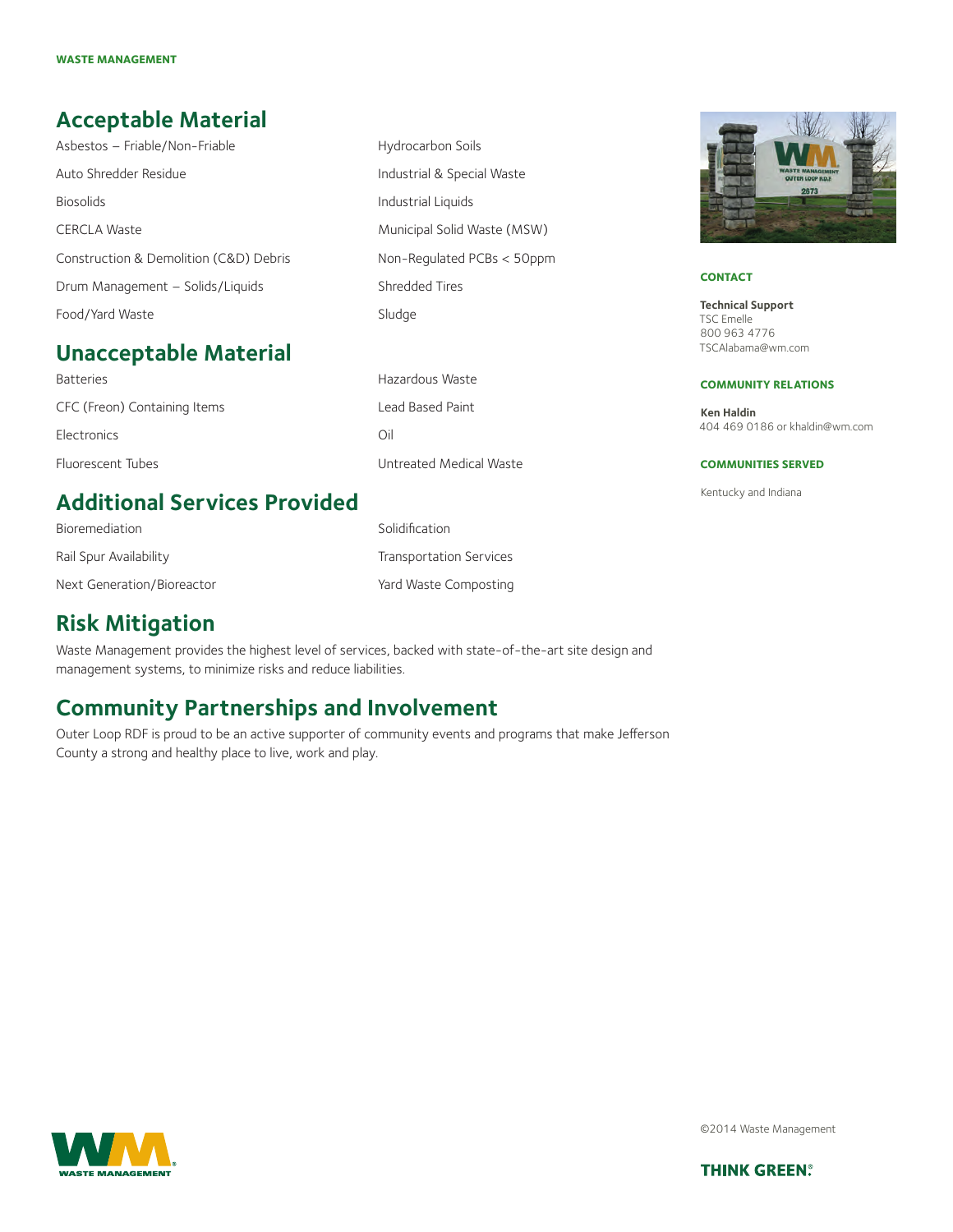## Acceptable Material

- Asbestos – Friable/Non-Friable
- Auto Shredder Residue
- Biosolids
- CERCLA Waste
- Construction & Demolition (C&D) Debris
- Drum Management – Solids/Liquids
- Food/Yard Waste
- Hydrocarbon Soils
- Industrial & Special Waste
- Industrial Liquids
- Municipal Solid Waste (MSW)
- Non-Regulated PCBs < 50ppm
- Shredded Tires
- Sludge

## Unacceptable Material

- Batteries
- CFC (Freon) Containing Items
- Electronics
- Fluorescent Tubes
- Hazardous Waste
- Lead Based Paint
- Oil
- Untreated Medical Waste

## Additional Services Provided

- Bioremediation
- Rail Spur Availability
- Next Generation/Bioreactor
- Solidification
- Transportation Services
- Yard Waste Composting

## Risk Mitigation

Waste Management provides the highest level of services, backed with state-of-the-art site design and management systems, to minimize risks and reduce liabilities.

## Community Partnerships and Involvement

Outer Loop RDF is proud to be an active supporter of community events and programs that make Jefferson County a strong and healthy place to live, work and play.

### CONTACT

**Technical Support**
TSC Emelle
800 963 4776
TSCAlabama@wm.com

### COMMUNITY RELATIONS

**Ken Haldin**
404 469 0186 or khaldin@wm.com

### COMMUNITIES SERVED

Kentucky and Indiana

©2014 Waste Management

**THINK GREEN.®**